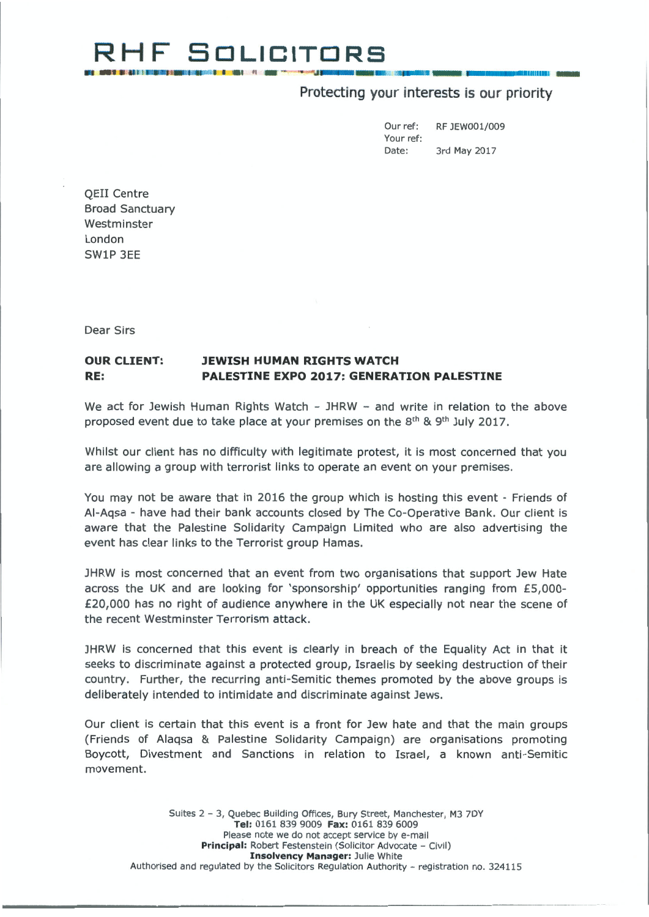# RHF SOLICITORS

Protecting your interests is our priority

Our ref: RF JEW001/009
Your ref:
Date: 3rd May 2017

QEII Centre
Broad Sanctuary
Westminster
London
SW1P 3EE

Dear Sirs

**OUR CLIENT: JEWISH HUMAN RIGHTS WATCH**
**RE: PALESTINE EXPO 2017: GENERATION PALESTINE**

We act for Jewish Human Rights Watch - JHRW - and write in relation to the above proposed event due to take place at your premises on the 8th & 9th July 2017.

Whilst our client has no difficulty with legitimate protest, it is most concerned that you are allowing a group with terrorist links to operate an event on your premises.

You may not be aware that in 2016 the group which is hosting this event - Friends of Al-Aqsa - have had their bank accounts closed by The Co-Operative Bank. Our client is aware that the Palestine Solidarity Campaign Limited who are also advertising the event has clear links to the Terrorist group Hamas.

JHRW is most concerned that an event from two organisations that support Jew Hate across the UK and are looking for 'sponsorship' opportunities ranging from £5,000-£20,000 has no right of audience anywhere in the UK especially not near the scene of the recent Westminster Terrorism attack.

JHRW is concerned that this event is clearly in breach of the Equality Act in that it seeks to discriminate against a protected group, Israelis by seeking destruction of their country. Further, the recurring anti-Semitic themes promoted by the above groups is deliberately intended to intimidate and discriminate against Jews.

Our client is certain that this event is a front for Jew hate and that the main groups (Friends of Alaqsa & Palestine Solidarity Campaign) are organisations promoting Boycott, Divestment and Sanctions in relation to Israel, a known anti-Semitic movement.

Suites 2 – 3, Quebec Building Offices, Bury Street, Manchester, M3 7DY
**Tel:** 0161 839 9009 **Fax:** 0161 839 6009
Please note we do not accept service by e-mail
**Principal:** Robert Festenstein (Solicitor Advocate – Civil)
**Insolvency Manager:** Julie White
Authorised and regulated by the Solicitors Regulation Authority – registration no. 324115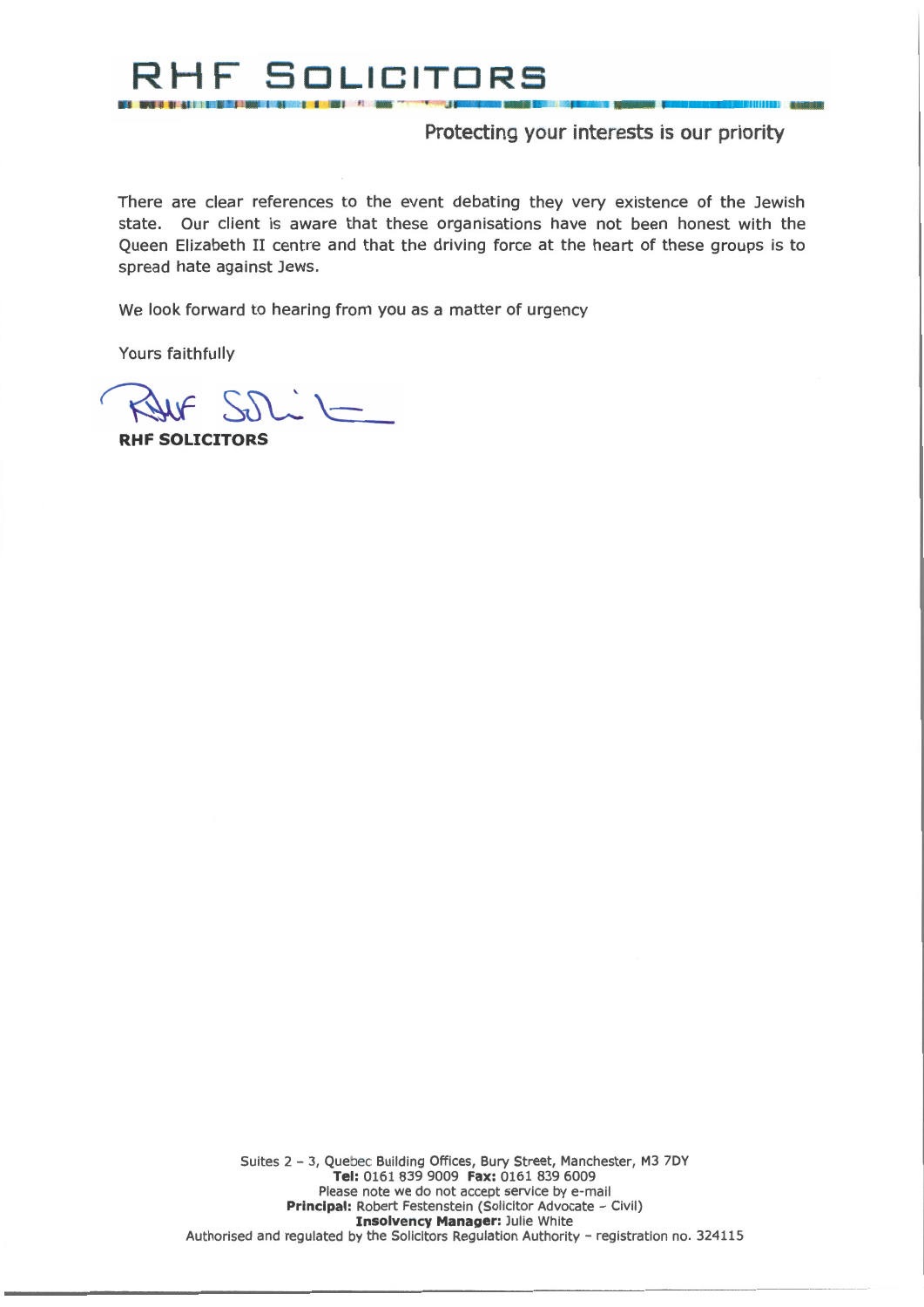# RHF Solicitors

Protecting your interests is our priority

There are clear references to the event debating they very existence of the Jewish state. Our client is aware that these organisations have not been honest with the Queen Elizabeth II centre and that the driving force at the heart of these groups is to spread hate against Jews.

We look forward to hearing from you as a matter of urgency

Yours faithfully

RHF Solicitors

**RHF SOLICITORS**

Suites 2 – 3, Quebec Building Offices, Bury Street, Manchester, M3 7DY
**Tel:** 0161 839 9009 **Fax:** 0161 839 6009
Please note we do not accept service by e-mail
**Principal:** Robert Festenstein (Solicitor Advocate – Civil)
**Insolvency Manager:** Julie White
Authorised and regulated by the Solicitors Regulation Authority – registration no. 324115